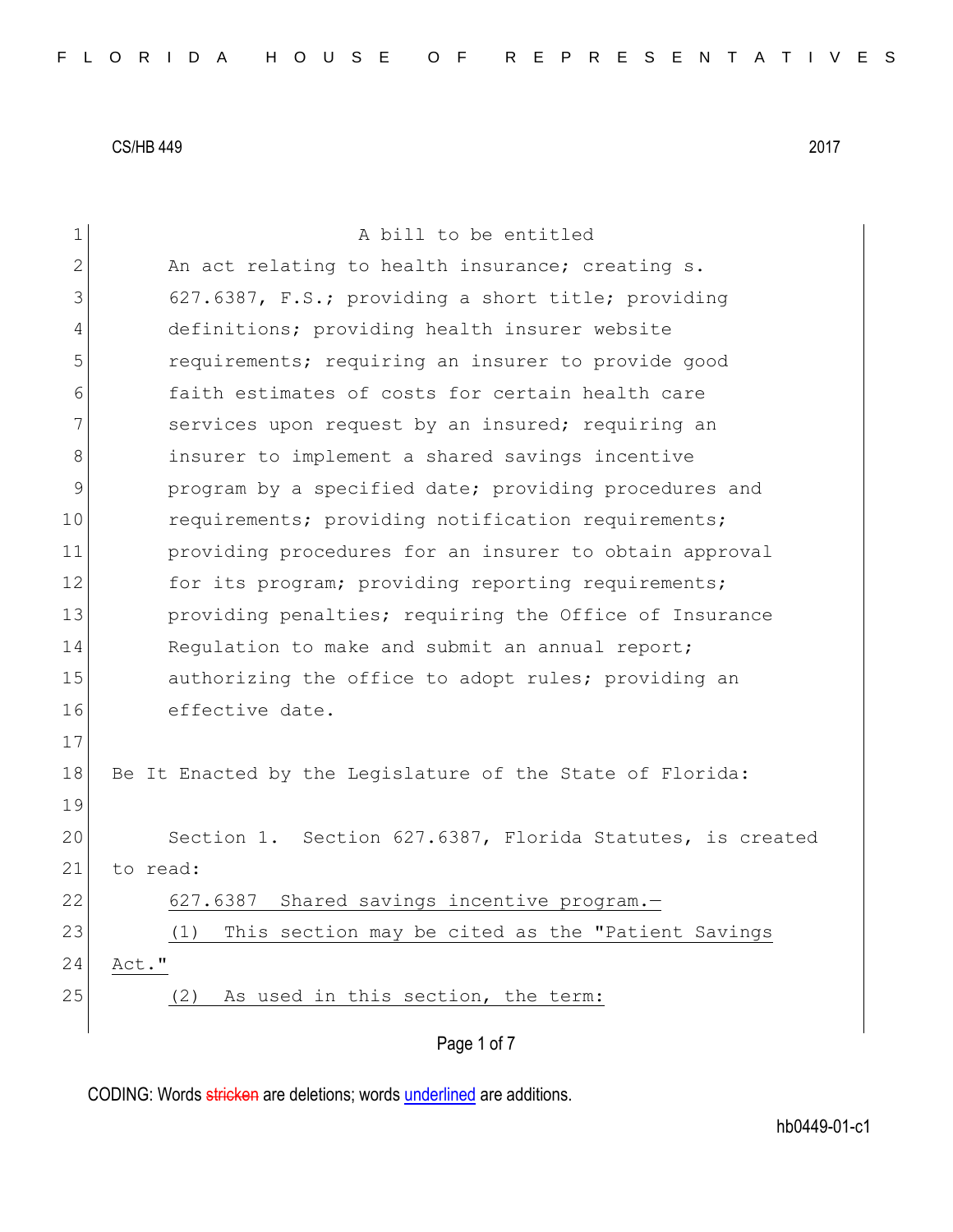CS/HB 449 2017

A bill to be entitled

An act relating to health insurance; creating s. 627.6387, F.S.; providing a short title; providing definitions; providing health insurer website requirements; requiring an insurer to provide good faith estimates of costs for certain health care services upon request by an insured; requiring an insurer to implement a shared savings incentive program by a specified date; providing procedures and requirements; providing notification requirements; providing procedures for an insurer to obtain approval for its program; providing reporting requirements; providing penalties; requiring the Office of Insurance Regulation to make and submit an annual report; authorizing the office to adopt rules; providing an effective date.

Be It Enacted by the Legislature of the State of Florida:

Section 1. Section 627.6387, Florida Statutes, is created to read:

627.6387 Shared savings incentive program.—

(1) This section may be cited as the "Patient Savings Act."

(2) As used in this section, the term: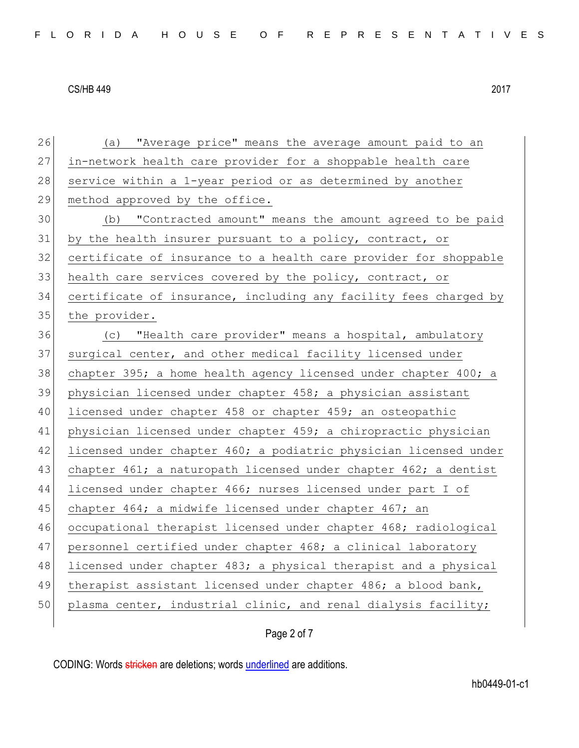(a) "Average price" means the average amount paid to an in-network health care provider for a shoppable health care service within a 1-year period or as determined by another method approved by the office.

(b) "Contracted amount" means the amount agreed to be paid by the health insurer pursuant to a policy, contract, or certificate of insurance to a health care provider for shoppable health care services covered by the policy, contract, or certificate of insurance, including any facility fees charged by the provider.

(c) "Health care provider" means a hospital, ambulatory surgical center, and other medical facility licensed under chapter 395; a home health agency licensed under chapter 400; a physician licensed under chapter 458; a physician assistant licensed under chapter 458 or chapter 459; an osteopathic physician licensed under chapter 459; a chiropractic physician licensed under chapter 460; a podiatric physician licensed under chapter 461; a naturopath licensed under chapter 462; a dentist licensed under chapter 466; nurses licensed under part I of chapter 464; a midwife licensed under chapter 467; an occupational therapist licensed under chapter 468; radiological personnel certified under chapter 468; a clinical laboratory licensed under chapter 483; a physical therapist and a physical therapist assistant licensed under chapter 486; a blood bank, plasma center, industrial clinic, and renal dialysis facility;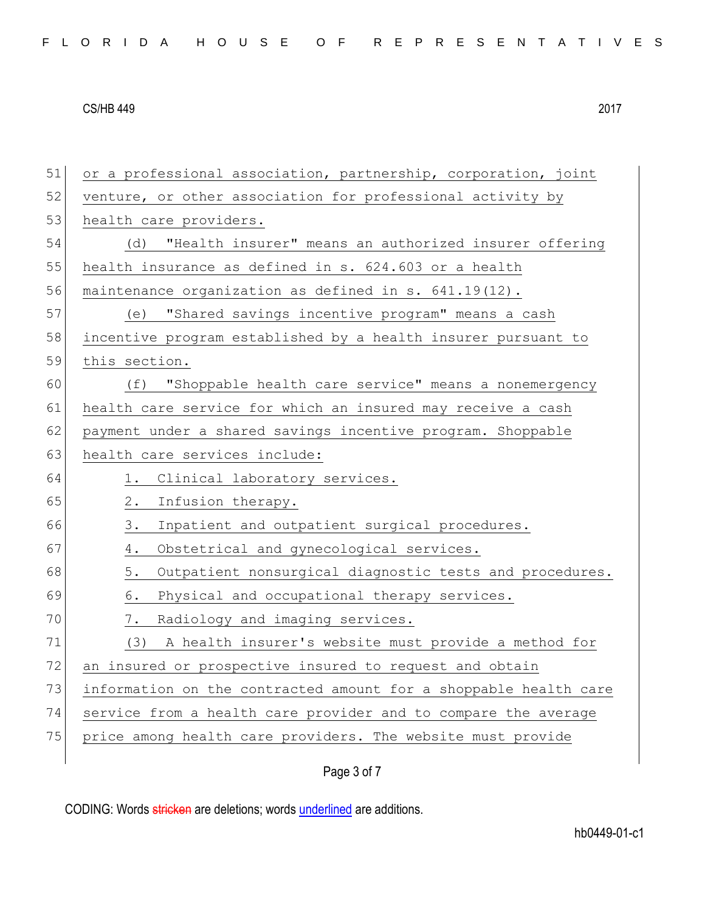or a professional association, partnership, corporation, joint venture, or other association for professional activity by health care providers.

(d) "Health insurer" means an authorized insurer offering health insurance as defined in s. 624.603 or a health maintenance organization as defined in s. 641.19(12).

(e) "Shared savings incentive program" means a cash incentive program established by a health insurer pursuant to this section.

(f) "Shoppable health care service" means a nonemergency health care service for which an insured may receive a cash payment under a shared savings incentive program. Shoppable health care services include:

1. Clinical laboratory services.
2. Infusion therapy.
3. Inpatient and outpatient surgical procedures.
4. Obstetrical and gynecological services.
5. Outpatient nonsurgical diagnostic tests and procedures.
6. Physical and occupational therapy services.
7. Radiology and imaging services.

(3) A health insurer's website must provide a method for an insured or prospective insured to request and obtain information on the contracted amount for a shoppable health care service from a health care provider and to compare the average price among health care providers. The website must provide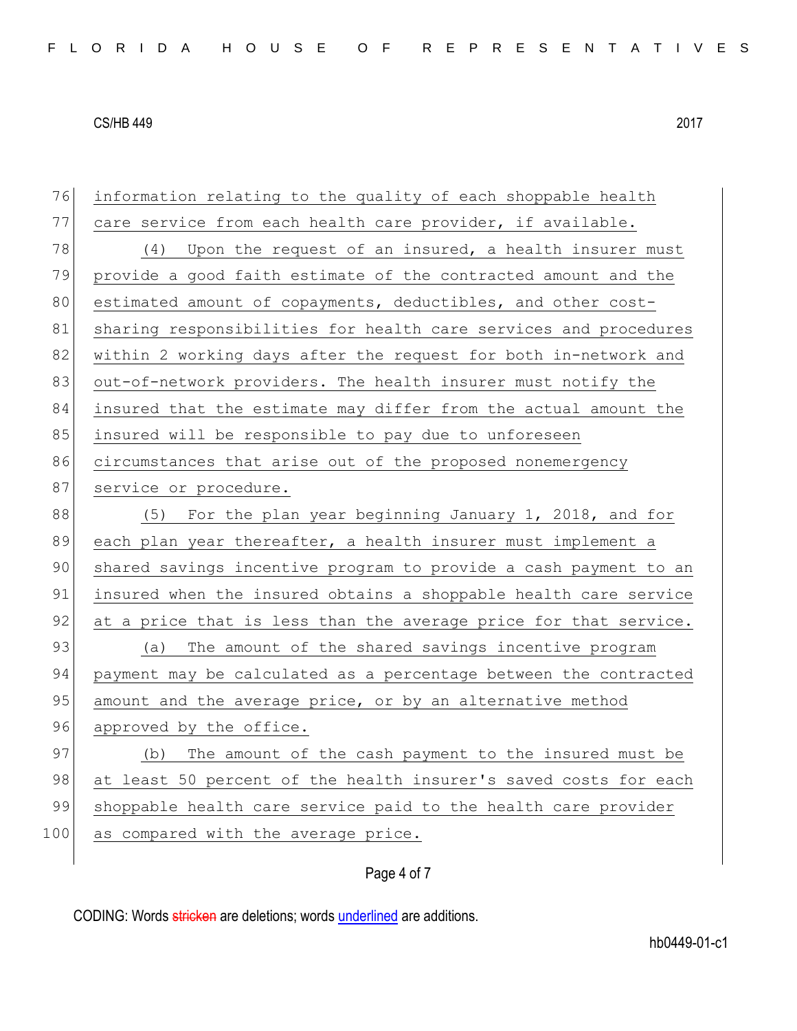information relating to the quality of each shoppable health care service from each health care provider, if available.

(4) Upon the request of an insured, a health insurer must provide a good faith estimate of the contracted amount and the estimated amount of copayments, deductibles, and other cost-sharing responsibilities for health care services and procedures within 2 working days after the request for both in-network and out-of-network providers. The health insurer must notify the insured that the estimate may differ from the actual amount the insured will be responsible to pay due to unforeseen circumstances that arise out of the proposed nonemergency service or procedure.

(5) For the plan year beginning January 1, 2018, and for each plan year thereafter, a health insurer must implement a shared savings incentive program to provide a cash payment to an insured when the insured obtains a shoppable health care service at a price that is less than the average price for that service.

(a) The amount of the shared savings incentive program payment may be calculated as a percentage between the contracted amount and the average price, or by an alternative method approved by the office.

(b) The amount of the cash payment to the insured must be at least 50 percent of the health insurer's saved costs for each shoppable health care service paid to the health care provider as compared with the average price.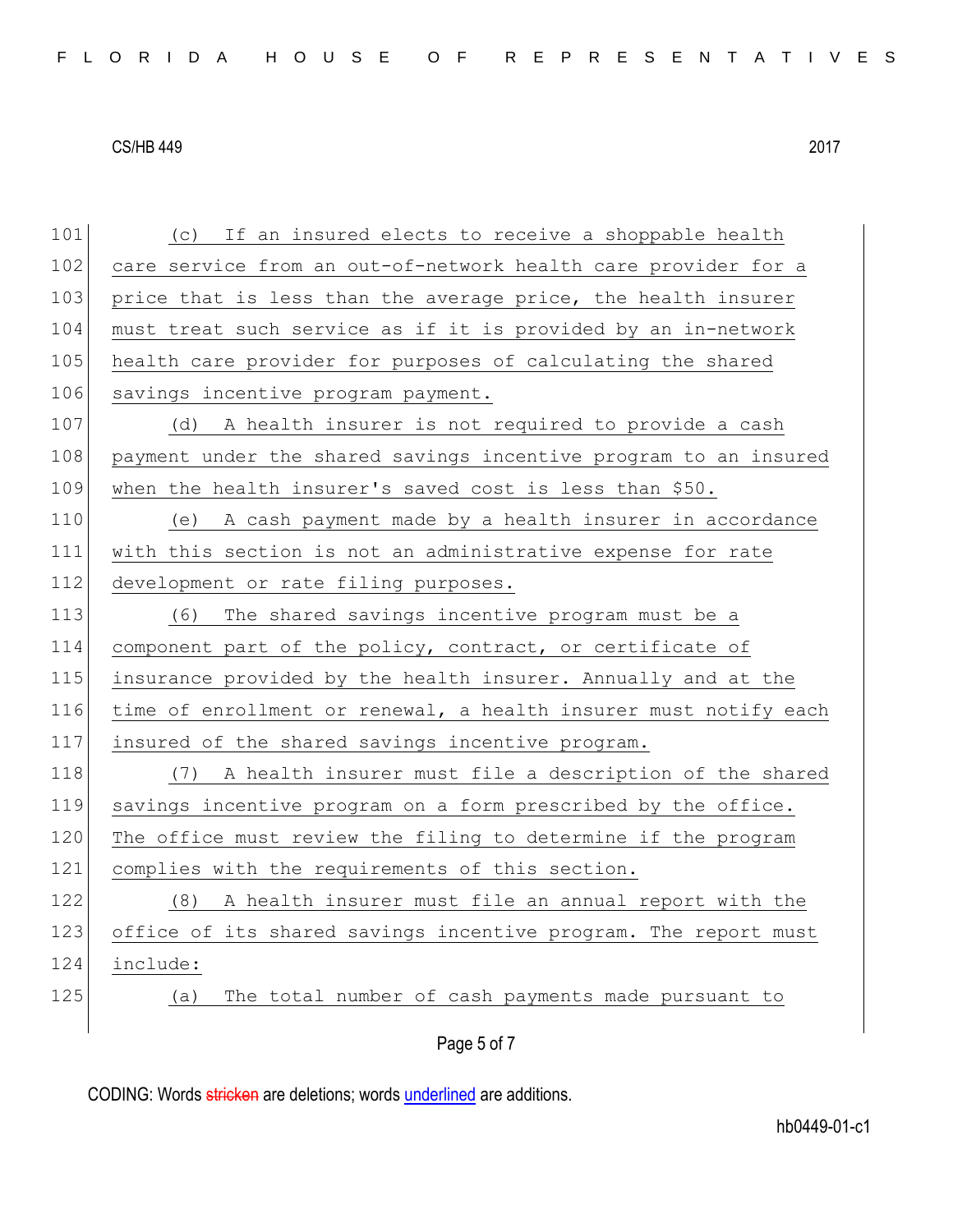(c) If an insured elects to receive a shoppable health care service from an out-of-network health care provider for a price that is less than the average price, the health insurer must treat such service as if it is provided by an in-network health care provider for purposes of calculating the shared savings incentive program payment.

(d) A health insurer is not required to provide a cash payment under the shared savings incentive program to an insured when the health insurer's saved cost is less than $50.

(e) A cash payment made by a health insurer in accordance with this section is not an administrative expense for rate development or rate filing purposes.

(6) The shared savings incentive program must be a component part of the policy, contract, or certificate of insurance provided by the health insurer. Annually and at the time of enrollment or renewal, a health insurer must notify each insured of the shared savings incentive program.

(7) A health insurer must file a description of the shared savings incentive program on a form prescribed by the office. The office must review the filing to determine if the program complies with the requirements of this section.

(8) A health insurer must file an annual report with the office of its shared savings incentive program. The report must include:

(a) The total number of cash payments made pursuant to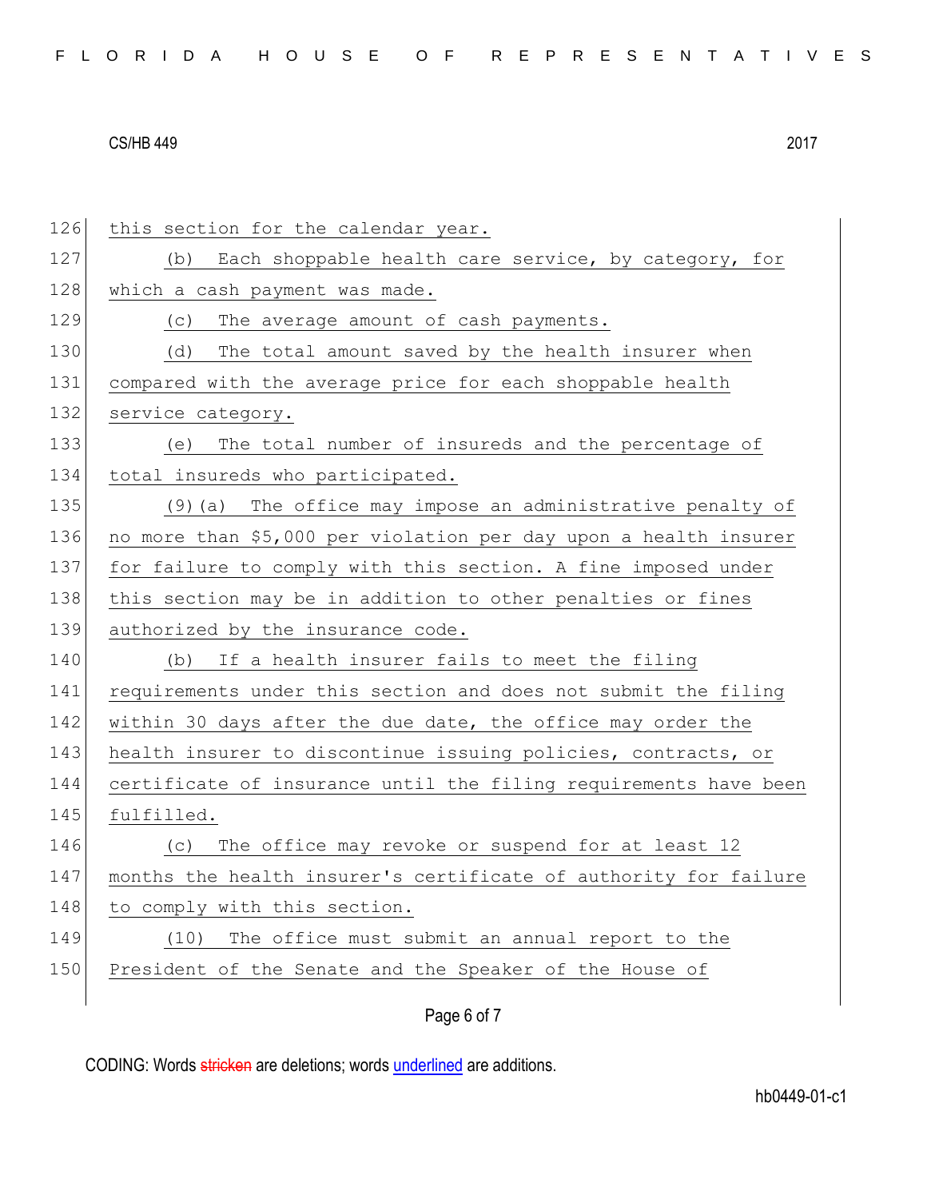126 this section for the calendar year.

127 (b) Each shoppable health care service, by category, for

128 which a cash payment was made.

129 (c) The average amount of cash payments.

130 (d) The total amount saved by the health insurer when

131 compared with the average price for each shoppable health

132 service category.

133 (e) The total number of insureds and the percentage of

134 total insureds who participated.

135 (9)(a) The office may impose an administrative penalty of

136 no more than $5,000 per violation per day upon a health insurer

137 for failure to comply with this section. A fine imposed under

138 this section may be in addition to other penalties or fines

139 authorized by the insurance code.

140 (b) If a health insurer fails to meet the filing

141 requirements under this section and does not submit the filing

142 within 30 days after the due date, the office may order the

143 health insurer to discontinue issuing policies, contracts, or

144 certificate of insurance until the filing requirements have been

145 fulfilled.

146 (c) The office may revoke or suspend for at least 12

147 months the health insurer's certificate of authority for failure

148 to comply with this section.

149 (10) The office must submit an annual report to the

150 President of the Senate and the Speaker of the House of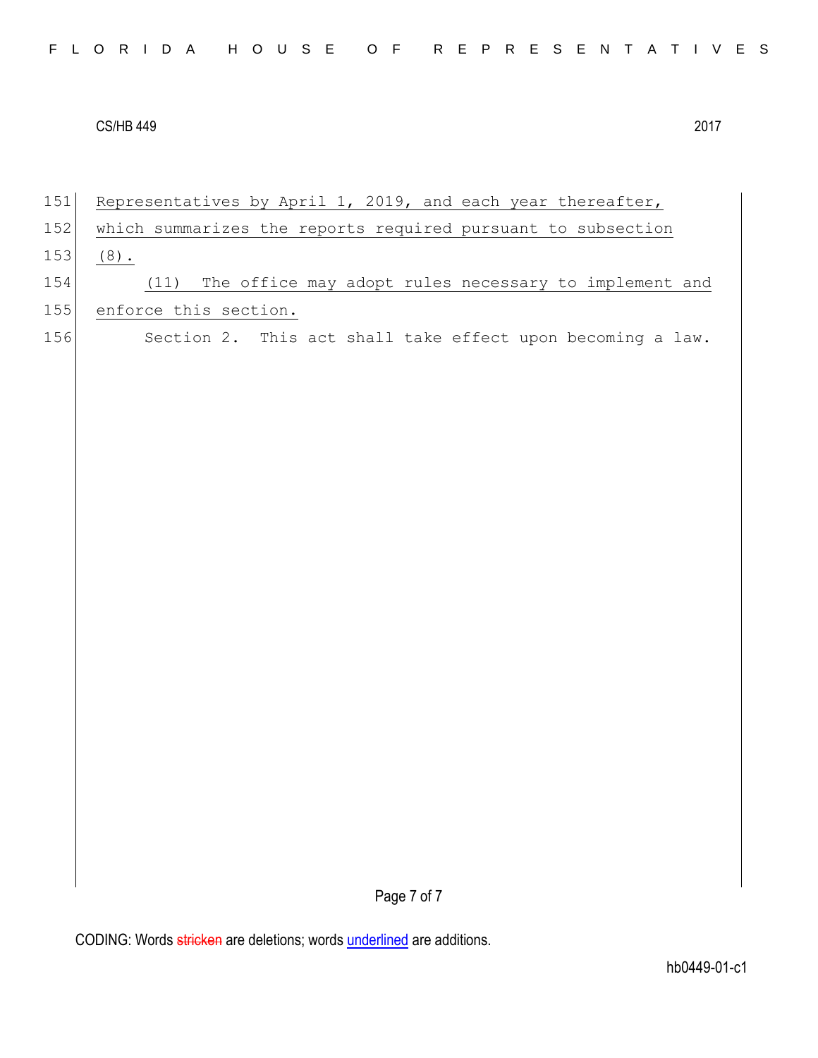151 Representatives by April 1, 2019, and each year thereafter,
152 which summarizes the reports required pursuant to subsection
153 (8).
154 (11) The office may adopt rules necessary to implement and
155 enforce this section.
156 Section 2. This act shall take effect upon becoming a law.